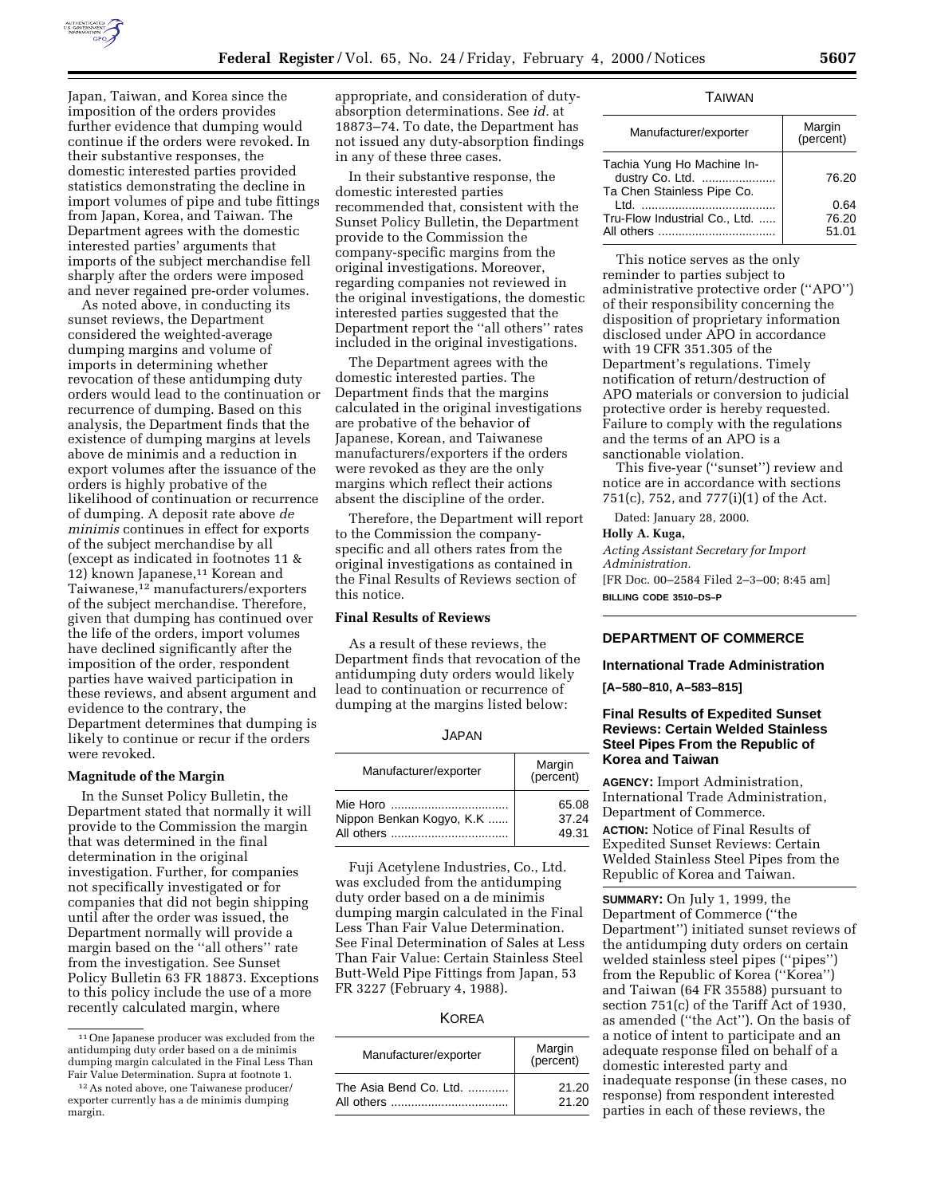Japan, Taiwan, and Korea since the imposition of the orders provides further evidence that dumping would continue if the orders were revoked. In their substantive responses, the domestic interested parties provided statistics demonstrating the decline in import volumes of pipe and tube fittings from Japan, Korea, and Taiwan. The Department agrees with the domestic interested parties' arguments that imports of the subject merchandise fell sharply after the orders were imposed and never regained pre-order volumes.

As noted above, in conducting its sunset reviews, the Department considered the weighted-average dumping margins and volume of imports in determining whether revocation of these antidumping duty orders would lead to the continuation or recurrence of dumping. Based on this analysis, the Department finds that the existence of dumping margins at levels above de minimis and a reduction in export volumes after the issuance of the orders is highly probative of the likelihood of continuation or recurrence of dumping. A deposit rate above *de minimis* continues in effect for exports of the subject merchandise by all (except as indicated in footnotes 11 & 12) known Japanese,[11] Korean and Taiwanese,[12] manufacturers/exporters of the subject merchandise. Therefore, given that dumping has continued over the life of the orders, import volumes have declined significantly after the imposition of the order, respondent parties have waived participation in these reviews, and absent argument and evidence to the contrary, the Department determines that dumping is likely to continue or recur if the orders were revoked.

**Magnitude of the Margin**

In the Sunset Policy Bulletin, the Department stated that normally it will provide to the Commission the margin that was determined in the final determination in the original investigation. Further, for companies not specifically investigated or for companies that did not begin shipping until after the order was issued, the Department normally will provide a margin based on the ''all others'' rate from the investigation. See Sunset Policy Bulletin 63 FR 18873. Exceptions to this policy include the use of a more recently calculated margin, where appropriate, and consideration of duty-absorption determinations. See *id.* at 18873–74. To date, the Department has not issued any duty-absorption findings in any of these three cases.

In their substantive response, the domestic interested parties recommended that, consistent with the Sunset Policy Bulletin, the Department provide to the Commission the company-specific margins from the original investigations. Moreover, regarding companies not reviewed in the original investigations, the domestic interested parties suggested that the Department report the ''all others'' rates included in the original investigations.

The Department agrees with the domestic interested parties. The Department finds that the margins calculated in the original investigations are probative of the behavior of Japanese, Korean, and Taiwanese manufacturers/exporters if the orders were revoked as they are the only margins which reflect their actions absent the discipline of the order.

Therefore, the Department will report to the Commission the company-specific and all others rates from the original investigations as contained in the Final Results of Reviews section of this notice.

**Final Results of Reviews**

As a result of these reviews, the Department finds that revocation of the antidumping duty orders would likely lead to continuation or recurrence of dumping at the margins listed below:

JAPAN

| Manufacturer/exporter | Margin (percent) |
|---|---|
| Mie Horo | 65.08 |
| Nippon Benkan Kogyo, K.K | 37.24 |
| All others | 49.31 |

Fuji Acetylene Industries, Co., Ltd. was excluded from the antidumping duty order based on a de minimis dumping margin calculated in the Final Less Than Fair Value Determination. See Final Determination of Sales at Less Than Fair Value: Certain Stainless Steel Butt-Weld Pipe Fittings from Japan, 53 FR 3227 (February 4, 1988).

KOREA

| Manufacturer/exporter | Margin (percent) |
|---|---|
| The Asia Bend Co. Ltd. | 21.20 |
| All others | 21.20 |

TAIWAN

| Manufacturer/exporter | Margin (percent) |
|---|---|
| Tachia Yung Ho Machine Industry Co. Ltd. | 76.20 |
| Ta Chen Stainless Pipe Co. Ltd. | 0.64 |
| Tru-Flow Industrial Co., Ltd. | 76.20 |
| All others | 51.01 |

This notice serves as the only reminder to parties subject to administrative protective order (''APO'') of their responsibility concerning the disposition of proprietary information disclosed under APO in accordance with 19 CFR 351.305 of the Department's regulations. Timely notification of return/destruction of APO materials or conversion to judicial protective order is hereby requested. Failure to comply with the regulations and the terms of an APO is a sanctionable violation.

This five-year (''sunset'') review and notice are in accordance with sections 751(c), 752, and 777(i)(1) of the Act.

Dated: January 28, 2000.

**Holly A. Kuga,**

*Acting Assistant Secretary for Import Administration.*

[FR Doc. 00–2584 Filed 2–3–00; 8:45 am]

**BILLING CODE 3510–DS–P**

---

[11] One Japanese producer was excluded from the antidumping duty order based on a de minimis dumping margin calculated in the Final Less Than Fair Value Determination. Supra at footnote 1.

[12] As noted above, one Taiwanese producer/exporter currently has a de minimis dumping margin.

---

## DEPARTMENT OF COMMERCE

### International Trade Administration

**[A–580–810, A–583–815]**

### Final Results of Expedited Sunset Reviews: Certain Welded Stainless Steel Pipes From the Republic of Korea and Taiwan

**AGENCY:** Import Administration, International Trade Administration, Department of Commerce.

**ACTION:** Notice of Final Results of Expedited Sunset Reviews: Certain Welded Stainless Steel Pipes from the Republic of Korea and Taiwan.

**SUMMARY:** On July 1, 1999, the Department of Commerce (''the Department'') initiated sunset reviews of the antidumping duty orders on certain welded stainless steel pipes (''pipes'') from the Republic of Korea (''Korea'') and Taiwan (64 FR 35588) pursuant to section 751(c) of the Tariff Act of 1930, as amended (''the Act''). On the basis of a notice of intent to participate and an adequate response filed on behalf of a domestic interested party and inadequate response (in these cases, no response) from respondent interested parties in each of these reviews, the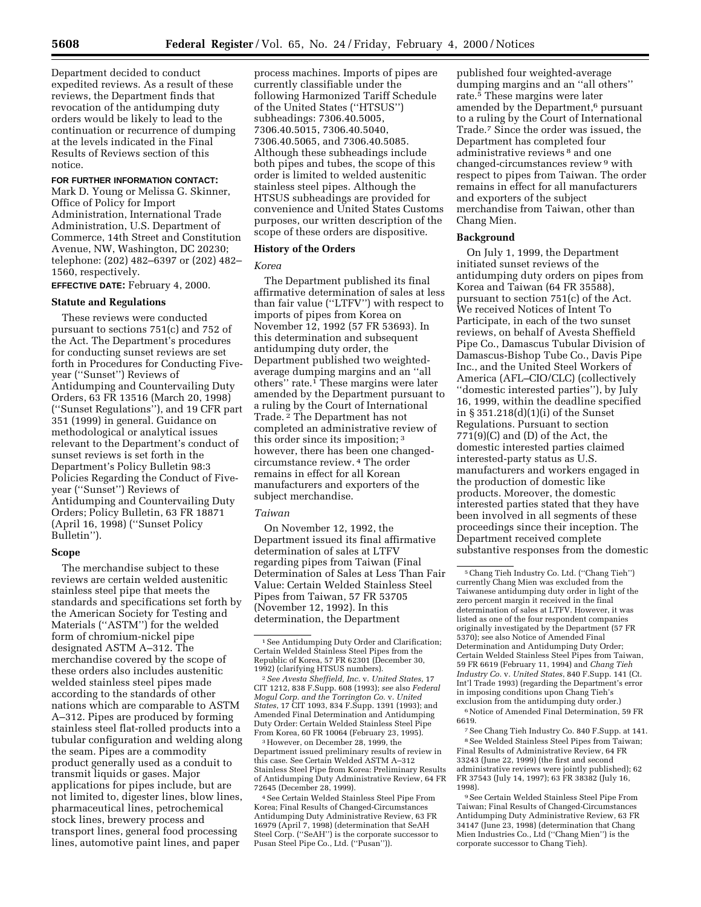Department decided to conduct expedited reviews. As a result of these reviews, the Department finds that revocation of the antidumping duty orders would be likely to lead to the continuation or recurrence of dumping at the levels indicated in the Final Results of Reviews section of this notice.

**FOR FURTHER INFORMATION CONTACT:** Mark D. Young or Melissa G. Skinner, Office of Policy for Import Administration, International Trade Administration, U.S. Department of Commerce, 14th Street and Constitution Avenue, NW, Washington, DC 20230; telephone: (202) 482–6397 or (202) 482–1560, respectively.

**EFFECTIVE DATE:** February 4, 2000.

## Statute and Regulations

These reviews were conducted pursuant to sections 751(c) and 752 of the Act. The Department's procedures for conducting sunset reviews are set forth in Procedures for Conducting Five-year (''Sunset'') Reviews of Antidumping and Countervailing Duty Orders, 63 FR 13516 (March 20, 1998) (''Sunset Regulations''), and 19 CFR part 351 (1999) in general. Guidance on methodological or analytical issues relevant to the Department's conduct of sunset reviews is set forth in the Department's Policy Bulletin 98:3 Policies Regarding the Conduct of Five-year (''Sunset'') Reviews of Antidumping and Countervailing Duty Orders; Policy Bulletin, 63 FR 18871 (April 16, 1998) (''Sunset Policy Bulletin'').

## Scope

The merchandise subject to these reviews are certain welded austenitic stainless steel pipe that meets the standards and specifications set forth by the American Society for Testing and Materials (''ASTM'') for the welded form of chromium-nickel pipe designated ASTM A–312. The merchandise covered by the scope of these orders also includes austenitic welded stainless steel pipes made according to the standards of other nations which are comparable to ASTM A–312. Pipes are produced by forming stainless steel flat-rolled products into a tubular configuration and welding along the seam. Pipes are a commodity product generally used as a conduit to transmit liquids or gases. Major applications for pipes include, but are not limited to, digester lines, blow lines, pharmaceutical lines, petrochemical stock lines, brewery process and transport lines, general food processing lines, automotive paint lines, and paper process machines. Imports of pipes are currently classifiable under the following Harmonized Tariff Schedule of the United States (''HTSUS'') subheadings: 7306.40.5005, 7306.40.5015, 7306.40.5040, 7306.40.5065, and 7306.40.5085. Although these subheadings include both pipes and tubes, the scope of this order is limited to welded austenitic stainless steel pipes. Although the HTSUS subheadings are provided for convenience and United States Customs purposes, our written description of the scope of these orders are dispositive.

## History of the Orders

### *Korea*

The Department published its final affirmative determination of sales at less than fair value (''LTFV'') with respect to imports of pipes from Korea on November 12, 1992 (57 FR 53693). In this determination and subsequent antidumping duty order, the Department published two weighted-average dumping margins and an ''all others'' rate.[1] These margins were later amended by the Department pursuant to a ruling by the Court of International Trade.[2] The Department has not completed an administrative review of this order since its imposition;[3] however, there has been one changed-circumstance review.[4] The order remains in effect for all Korean manufacturers and exporters of the subject merchandise.

### *Taiwan*

On November 12, 1992, the Department issued its final affirmative determination of sales at LTFV regarding pipes from Taiwan (Final Determination of Sales at Less Than Fair Value: Certain Welded Stainless Steel Pipes from Taiwan, 57 FR 53705 (November 12, 1992). In this determination, the Department published four weighted-average dumping margins and an ''all others'' rate.[5] These margins were later amended by the Department,[6] pursuant to a ruling by the Court of International Trade.[7] Since the order was issued, the Department has completed four administrative reviews[8] and one changed-circumstances review[9] with respect to pipes from Taiwan. The order remains in effect for all manufacturers and exporters of the subject merchandise from Taiwan, other than Chang Mien.

## Background

On July 1, 1999, the Department initiated sunset reviews of the antidumping duty orders on pipes from Korea and Taiwan (64 FR 35588), pursuant to section 751(c) of the Act. We received Notices of Intent To Participate, in each of the two sunset reviews, on behalf of Avesta Sheffield Pipe Co., Damascus Tubular Division of Damascus-Bishop Tube Co., Davis Pipe Inc., and the United Steel Workers of America (AFL–CIO/CLC) (collectively ''domestic interested parties''), by July 16, 1999, within the deadline specified in § 351.218(d)(1)(i) of the Sunset Regulations. Pursuant to section 771(9)(C) and (D) of the Act, the domestic interested parties claimed interested-party status as U.S. manufacturers and workers engaged in the production of domestic like products. Moreover, the domestic interested parties stated that they have been involved in all segments of these proceedings since their inception. The Department received complete substantive responses from the domestic

---

[1] See Antidumping Duty Order and Clarification; Certain Welded Stainless Steel Pipes from the Republic of Korea, 57 FR 62301 (December 30, 1992) (clarifying HTSUS numbers).

[2] *See Avesta Sheffield, Inc.* v. *United States*, 17 CIT 1212, 838 F.Supp. 608 (1993); *see* also *Federal Mogul Corp. and the Torrington Co.* v. *United States*, 17 CIT 1093, 834 F.Supp. 1391 (1993); and Amended Final Determination and Antidumping Duty Order: Certain Welded Stainless Steel Pipe From Korea, 60 FR 10064 (February 23, 1995).

[3] However, on December 28, 1999, the Department issued preliminary results of review in this case. See Certain Welded ASTM A–312 Stainless Steel Pipe from Korea: Preliminary Results of Antidumping Duty Administrative Review, 64 FR 72645 (December 28, 1999).

[4] See Certain Welded Stainless Steel Pipe From Korea; Final Results of Changed-Circumstances Antidumping Duty Administrative Review, 63 FR 16979 (April 7, 1998) (determination that SeAH Steel Corp. (''SeAH'') is the corporate successor to Pusan Steel Pipe Co., Ltd. (''Pusan'')).

[5] Chang Tieh Industry Co. Ltd. (''Chang Tieh'') currently Chang Mien was excluded from the Taiwanese antidumping duty order in light of the zero percent margin it received in the final determination of sales at LTFV. However, it was listed as one of the four respondent companies originally investigated by the Department (57 FR 5370); see also Notice of Amended Final Determination and Antidumping Duty Order; Certain Welded Stainless Steel Pipes from Taiwan, 59 FR 6619 (February 11, 1994) and *Chang Tieh Industry Co.* v. *United States*, 840 F.Supp. 141 (Ct. Int'l Trade 1993) (regarding the Department's error in imposing conditions upon Chang Tieh's exclusion from the antidumping duty order.)

[6] Notice of Amended Final Determination, 59 FR 6619.

[7] See Chang Tieh Industry Co. 840 F.Supp. at 141.

[8] See Welded Stainless Steel Pipes from Taiwan; Final Results of Administrative Review, 64 FR 33243 (June 22, 1999) (the first and second administrative reviews were jointly published); 62 FR 37543 (July 14, 1997); 63 FR 38382 (July 16, 1998).

[9] See Certain Welded Stainless Steel Pipe From Taiwan; Final Results of Changed-Circumstances Antidumping Duty Administrative Review, 63 FR 34147 (June 23, 1998) (determination that Chang Mien Industries Co., Ltd (''Chang Mien'') is the corporate successor to Chang Tieh).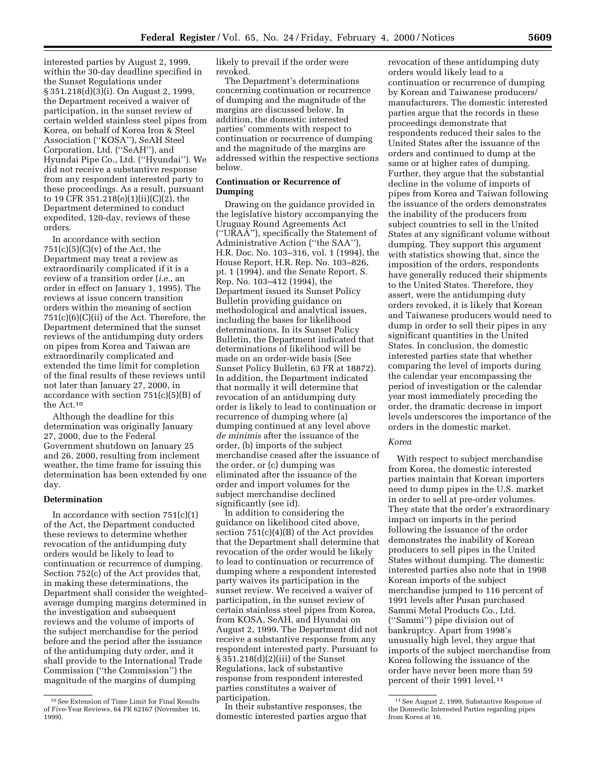interested parties by August 2, 1999, within the 30-day deadline specified in the Sunset Regulations under § 351.218(d)(3)(i). On August 2, 1999, the Department received a waiver of participation, in the sunset review of certain welded stainless steel pipes from Korea, on behalf of Korea Iron & Steel Association (''KOSA''), SeAH Steel Corporation, Ltd. (''SeAH''), and Hyundai Pipe Co., Ltd. (''Hyundai''). We did not receive a substantive response from any respondent interested party to these proceedings. As a result, pursuant to 19 CFR 351.218(e)(1)(ii)(C)(2), the Department determined to conduct expedited, 120-day, reviews of these orders.

In accordance with section 751(c)(5)(C)(v) of the Act, the Department may treat a review as extraordinarily complicated if it is a review of a transition order (*i.e.*, an order in effect on January 1, 1995). The reviews at issue concern transition orders within the meaning of section 751(c)(6)(C)(ii) of the Act. Therefore, the Department determined that the sunset reviews of the antidumping duty orders on pipes from Korea and Taiwan are extraordinarily complicated and extended the time limit for completion of the final results of these reviews until not later than January 27, 2000, in accordance with section 751(c)(5)(B) of the Act.[10]

Although the deadline for this determination was originally January 27, 2000, due to the Federal Government shutdown on January 25 and 26, 2000, resulting from inclement weather, the time frame for issuing this determination has been extended by one day.

**Determination**

In accordance with section 751(c)(1) of the Act, the Department conducted these reviews to determine whether revocation of the antidumping duty orders would be likely to lead to continuation or recurrence of dumping. Section 752(c) of the Act provides that, in making these determinations, the Department shall consider the weighted-average dumping margins determined in the investigation and subsequent reviews and the volume of imports of the subject merchandise for the period before and the period after the issuance of the antidumping duty order, and it shall provide to the International Trade Commission (''the Commission'') the magnitude of the margins of dumping likely to prevail if the order were revoked.

The Department's determinations concerning continuation or recurrence of dumping and the magnitude of the margins are discussed below. In addition, the domestic interested parties' comments with respect to continuation or recurrence of dumping and the magnitude of the margins are addressed within the respective sections below.

**Continuation or Recurrence of Dumping**

Drawing on the guidance provided in the legislative history accompanying the Uruguay Round Agreements Act (''URAA''), specifically the Statement of Administrative Action (''the SAA''), H.R. Doc. No. 103–316, vol. 1 (1994), the House Report, H.R. Rep. No. 103–826, pt. 1 (1994), and the Senate Report, S. Rep. No. 103–412 (1994), the Department issued its Sunset Policy Bulletin providing guidance on methodological and analytical issues, including the bases for likelihood determinations. In its Sunset Policy Bulletin, the Department indicated that determinations of likelihood will be made on an order-wide basis (See Sunset Policy Bulletin, 63 FR at 18872). In addition, the Department indicated that normally it will determine that revocation of an antidumping duty order is likely to lead to continuation or recurrence of dumping where (a) dumping continued at any level above *de minimis* after the issuance of the order, (b) imports of the subject merchandise ceased after the issuance of the order, or (c) dumping was eliminated after the issuance of the order and import volumes for the subject merchandise declined significantly (see id).

In addition to considering the guidance on likelihood cited above, section 751(c)(4)(B) of the Act provides that the Department shall determine that revocation of the order would be likely to lead to continuation or recurrence of dumping where a respondent interested party waives its participation in the sunset review. We received a waiver of participation, in the sunset review of certain stainless steel pipes from Korea, from KOSA, SeAH, and Hyundai on August 2, 1999. The Department did not receive a substantive response from any respondent interested party. Pursuant to § 351.218(d)(2)(iii) of the Sunset Regulations, lack of substantive response from respondent interested parties constitutes a waiver of participation.

In their substantive responses, the domestic interested parties argue that revocation of these antidumping duty orders would likely lead to a continuation or recurrence of dumping by Korean and Taiwanese producers/manufacturers. The domestic interested parties argue that the records in these proceedings demonstrate that respondents reduced their sales to the United States after the issuance of the orders and continued to dump at the same or at higher rates of dumping. Further, they argue that the substantial decline in the volume of imports of pipes from Korea and Taiwan following the issuance of the orders demonstrates the inability of the producers from subject countries to sell in the United States at any significant volume without dumping. They support this argument with statistics showing that, since the imposition of the orders, respondents have generally reduced their shipments to the United States. Therefore, they assert, were the antidumping duty orders revoked, it is likely that Korean and Taiwanese producers would need to dump in order to sell their pipes in any significant quantities in the United States. In conclusion, the domestic interested parties state that whether comparing the level of imports during the calendar year encompassing the period of investigation or the calendar year most immediately preceding the order, the dramatic decrease in import levels underscores the importance of the orders in the domestic market.

*Korea*

With respect to subject merchandise from Korea, the domestic interested parties maintain that Korean importers need to dump pipes in the U.S. market in order to sell at pre-order volumes. They state that the order's extraordinary impact on imports in the period following the issuance of the order demonstrates the inability of Korean producers to sell pipes in the United States without dumping. The domestic interested parties also note that in 1998 Korean imports of the subject merchandise jumped to 116 percent of 1991 levels after Pusan purchased Sammi Metal Products Co., Ltd. (''Sammi'') pipe division out of bankruptcy. Apart from 1998's unusually high level, they argue that imports of the subject merchandise from Korea following the issuance of the order have never been more than 59 percent of their 1991 level.[11]

[10] See Extension of Time Limit for Final Results of Five-Year Reviews, 64 FR 62167 (November 16, 1999).

[11] See August 2, 1999, Substantive Response of the Domestic Interested Parties regarding pipes from Korea at 16.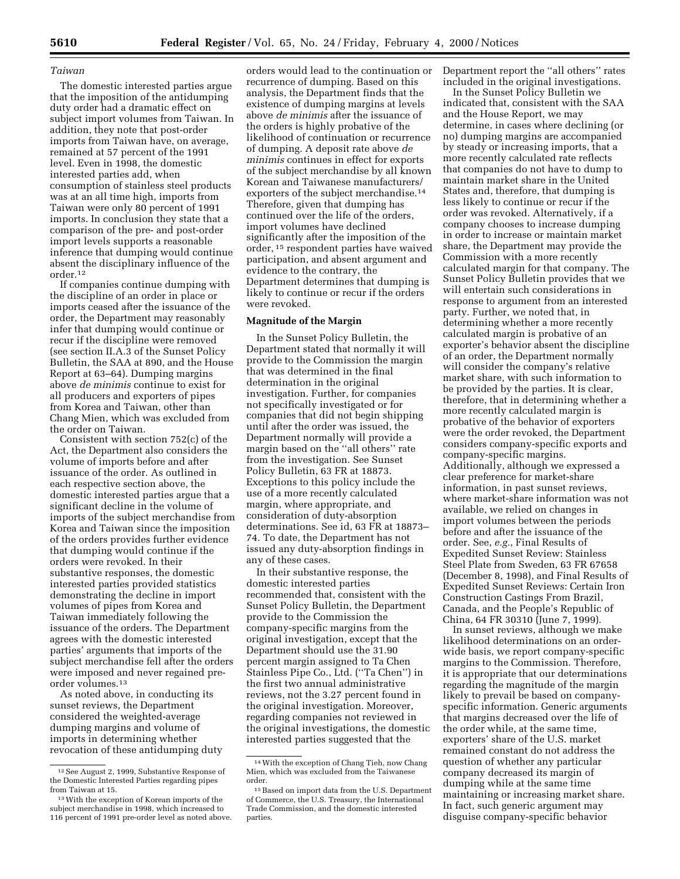*Taiwan*

The domestic interested parties argue that the imposition of the antidumping duty order had a dramatic effect on subject import volumes from Taiwan. In addition, they note that post-order imports from Taiwan have, on average, remained at 57 percent of the 1991 level. Even in 1998, the domestic interested parties add, when consumption of stainless steel products was at an all time high, imports from Taiwan were only 80 percent of 1991 imports. In conclusion they state that a comparison of the pre- and post-order import levels supports a reasonable inference that dumping would continue absent the disciplinary influence of the order.[12]

If companies continue dumping with the discipline of an order in place or imports ceased after the issuance of the order, the Department may reasonably infer that dumping would continue or recur if the discipline were removed (see section II.A.3 of the Sunset Policy Bulletin, the SAA at 890, and the House Report at 63–64). Dumping margins above *de minimis* continue to exist for all producers and exporters of pipes from Korea and Taiwan, other than Chang Mien, which was excluded from the order on Taiwan.

Consistent with section 752(c) of the Act, the Department also considers the volume of imports before and after issuance of the order. As outlined in each respective section above, the domestic interested parties argue that a significant decline in the volume of imports of the subject merchandise from Korea and Taiwan since the imposition of the orders provides further evidence that dumping would continue if the orders were revoked. In their substantive responses, the domestic interested parties provided statistics demonstrating the decline in import volumes of pipes from Korea and Taiwan immediately following the issuance of the orders. The Department agrees with the domestic interested parties' arguments that imports of the subject merchandise fell after the orders were imposed and never regained pre-order volumes.[13]

As noted above, in conducting its sunset reviews, the Department considered the weighted-average dumping margins and volume of imports in determining whether revocation of these antidumping duty orders would lead to the continuation or recurrence of dumping. Based on this analysis, the Department finds that the existence of dumping margins at levels above *de minimis* after the issuance of the orders is highly probative of the likelihood of continuation or recurrence of dumping. A deposit rate above *de minimis* continues in effect for exports of the subject merchandise by all known Korean and Taiwanese manufacturers/exporters of the subject merchandise.[14] Therefore, given that dumping has continued over the life of the orders, import volumes have declined significantly after the imposition of the order,[15] respondent parties have waived participation, and absent argument and evidence to the contrary, the Department determines that dumping is likely to continue or recur if the orders were revoked.

## Magnitude of the Margin

In the Sunset Policy Bulletin, the Department stated that normally it will provide to the Commission the margin that was determined in the final determination in the original investigation. Further, for companies not specifically investigated or for companies that did not begin shipping until after the order was issued, the Department normally will provide a margin based on the "all others" rate from the investigation. See Sunset Policy Bulletin, 63 FR at 18873. Exceptions to this policy include the use of a more recently calculated margin, where appropriate, and consideration of duty-absorption determinations. See id, 63 FR at 18873–74. To date, the Department has not issued any duty-absorption findings in any of these cases.

In their substantive response, the domestic interested parties recommended that, consistent with the Sunset Policy Bulletin, the Department provide to the Commission the company-specific margins from the original investigation, except that the Department should use the 31.90 percent margin assigned to Ta Chen Stainless Pipe Co., Ltd. ("Ta Chen") in the first two annual administrative reviews, not the 3.27 percent found in the original investigation. Moreover, regarding companies not reviewed in the original investigations, the domestic interested parties suggested that the Department report the "all others" rates included in the original investigations.

In the Sunset Policy Bulletin we indicated that, consistent with the SAA and the House Report, we may determine, in cases where declining (or no) dumping margins are accompanied by steady or increasing imports, that a more recently calculated rate reflects that companies do not have to dump to maintain market share in the United States and, therefore, that dumping is less likely to continue or recur if the order was revoked. Alternatively, if a company chooses to increase dumping in order to increase or maintain market share, the Department may provide the Commission with a more recently calculated margin for that company. The Sunset Policy Bulletin provides that we will entertain such considerations in response to argument from an interested party. Further, we noted that, in determining whether a more recently calculated margin is probative of an exporter's behavior absent the discipline of an order, the Department normally will consider the company's relative market share, with such information to be provided by the parties. It is clear, therefore, that in determining whether a more recently calculated margin is probative of the behavior of exporters were the order revoked, the Department considers company-specific exports and company-specific margins. Additionally, although we expressed a clear preference for market-share information, in past sunset reviews, where market-share information was not available, we relied on changes in import volumes between the periods before and after the issuance of the order. See, *e.g.*, Final Results of Expedited Sunset Review: Stainless Steel Plate from Sweden, 63 FR 67658 (December 8, 1998), and Final Results of Expedited Sunset Reviews: Certain Iron Construction Castings From Brazil, Canada, and the People's Republic of China, 64 FR 30310 (June 7, 1999).

In sunset reviews, although we make likelihood determinations on an order-wide basis, we report company-specific margins to the Commission. Therefore, it is appropriate that our determinations regarding the magnitude of the margin likely to prevail be based on company-specific information. Generic arguments that margins decreased over the life of the order while, at the same time, exporters' share of the U.S. market remained constant do not address the question of whether any particular company decreased its margin of dumping while at the same time maintaining or increasing market share. In fact, such generic argument may disguise company-specific behavior

---

[12] See August 2, 1999, Substantive Response of the Domestic Interested Parties regarding pipes from Taiwan at 15.

[13] With the exception of Korean imports of the subject merchandise in 1998, which increased to 116 percent of 1991 pre-order level as noted above.

[14] With the exception of Chang Tieh, now Chang Mien, which was excluded from the Taiwanese order.

[15] Based on import data from the U.S. Department of Commerce, the U.S. Treasury, the International Trade Commission, and the domestic interested parties.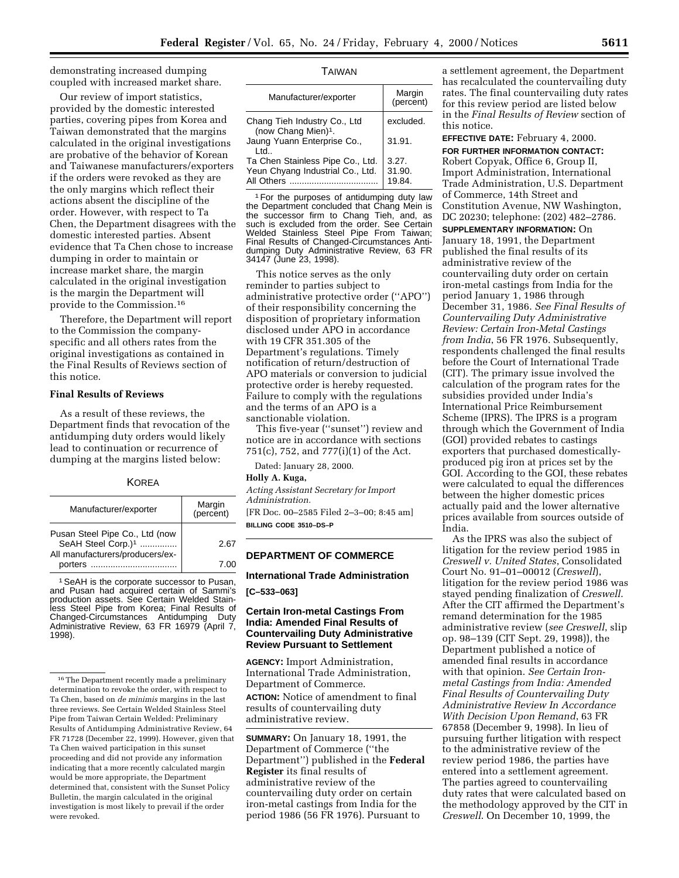demonstrating increased dumping coupled with increased market share.

Our review of import statistics, provided by the domestic interested parties, covering pipes from Korea and Taiwan demonstrated that the margins calculated in the original investigations are probative of the behavior of Korean and Taiwanese manufacturers/exporters if the orders were revoked as they are the only margins which reflect their actions absent the discipline of the order. However, with respect to Ta Chen, the Department disagrees with the domestic interested parties. Absent evidence that Ta Chen chose to increase dumping in order to maintain or increase market share, the margin calculated in the original investigation is the margin the Department will provide to the Commission.[16]

Therefore, the Department will report to the Commission the company-specific and all others rates from the original investigations as contained in the Final Results of Reviews section of this notice.

**Final Results of Reviews**

As a result of these reviews, the Department finds that revocation of the antidumping duty orders would likely lead to continuation or recurrence of dumping at the margins listed below:

KOREA

| Manufacturer/exporter | Margin (percent) |
|---|---|
| Pusan Steel Pipe Co., Ltd (now SeAH Steel Corp.)[1] | 2.67 |
| All manufacturers/producers/exporters | 7.00 |

[1] SeAH is the corporate successor to Pusan, and Pusan had acquired certain of Sammi's production assets. See Certain Welded Stainless Steel Pipe from Korea; Final Results of Changed-Circumstances Antidumping Duty Administrative Review, 63 FR 16979 (April 7, 1998).

[16] The Department recently made a preliminary determination to revoke the order, with respect to Ta Chen, based on *de minimis* margins in the last three reviews. See Certain Welded Stainless Steel Pipe from Taiwan Certain Welded: Preliminary Results of Antidumping Administrative Review, 64 FR 71728 (December 22, 1999). However, given that Ta Chen waived participation in this sunset proceeding and did not provide any information indicating that a more recently calculated margin would be more appropriate, the Department determined that, consistent with the Sunset Policy Bulletin, the margin calculated in the original investigation is most likely to prevail if the order were revoked.

TAIWAN

| Manufacturer/exporter | Margin (percent) |
|---|---|
| Chang Tieh Industry Co., Ltd (now Chang Mien)[1]. | excluded. |
| Jaung Yuann Enterprise Co., Ltd.. | 31.91. |
| Ta Chen Stainless Pipe Co., Ltd. | 3.27. |
| Yeun Chyang Industrial Co., Ltd. | 31.90. |
| All Others | 19.84. |

[1] For the purposes of antidumping duty law the Department concluded that Chang Mein is the successor firm to Chang Tieh, and, as such is excluded from the order. See Certain Welded Stainless Steel Pipe From Taiwan; Final Results of Changed-Circumstances Antidumping Duty Administrative Review, 63 FR 34147 (June 23, 1998).

This notice serves as the only reminder to parties subject to administrative protective order ("APO") of their responsibility concerning the disposition of proprietary information disclosed under APO in accordance with 19 CFR 351.305 of the Department's regulations. Timely notification of return/destruction of APO materials or conversion to judicial protective order is hereby requested. Failure to comply with the regulations and the terms of an APO is a sanctionable violation.

This five-year ("sunset") review and notice are in accordance with sections 751(c), 752, and 777(i)(1) of the Act.

Dated: January 28, 2000.

**Holly A. Kuga,**

*Acting Assistant Secretary for Import Administration.*

[FR Doc. 00–2585 Filed 2–3–00; 8:45 am]

**BILLING CODE 3510–DS–P**

## DEPARTMENT OF COMMERCE

### International Trade Administration

**[C–533–063]**

### Certain Iron-metal Castings From India: Amended Final Results of Countervailing Duty Administrative Review Pursuant to Settlement

**AGENCY:** Import Administration, International Trade Administration, Department of Commerce.

**ACTION:** Notice of amendment to final results of countervailing duty administrative review.

**SUMMARY:** On January 18, 1991, the Department of Commerce ("the Department") published in the **Federal Register** its final results of administrative review of the countervailing duty order on certain iron-metal castings from India for the period 1986 (56 FR 1976). Pursuant to a settlement agreement, the Department has recalculated the countervailing duty rates. The final countervailing duty rates for this review period are listed below in the *Final Results of Review* section of this notice.

**EFFECTIVE DATE:** February 4, 2000.

**FOR FURTHER INFORMATION CONTACT:** Robert Copyak, Office 6, Group II, Import Administration, International Trade Administration, U.S. Department of Commerce, 14th Street and Constitution Avenue, NW Washington, DC 20230; telephone: (202) 482–2786.

**SUPPLEMENTARY INFORMATION:** On January 18, 1991, the Department published the final results of its administrative review of the countervailing duty order on certain iron-metal castings from India for the period January 1, 1986 through December 31, 1986. *See Final Results of Countervailing Duty Administrative Review: Certain Iron-Metal Castings from India*, 56 FR 1976. Subsequently, respondents challenged the final results before the Court of International Trade (CIT). The primary issue involved the calculation of the program rates for the subsidies provided under India's International Price Reimbursement Scheme (IPRS). The IPRS is a program through which the Government of India (GOI) provided rebates to castings exporters that purchased domestically-produced pig iron at prices set by the GOI. According to the GOI, these rebates were calculated to equal the differences between the higher domestic prices actually paid and the lower alternative prices available from sources outside of India.

As the IPRS was also the subject of litigation for the review period 1985 in *Creswell v. United States*, Consolidated Court No. 91–01–00012 (*Creswell*), litigation for the review period 1986 was stayed pending finalization of *Creswell*. After the CIT affirmed the Department's remand determination for the 1985 administrative review (*see Creswell*, slip op. 98–139 (CIT Sept. 29, 1998)), the Department published a notice of amended final results in accordance with that opinion. *See Certain Iron-metal Castings from India: Amended Final Results of Countervailing Duty Administrative Review In Accordance With Decision Upon Remand*, 63 FR 67858 (December 9, 1998). In lieu of pursuing further litigation with respect to the administrative review of the review period 1986, the parties have entered into a settlement agreement. The parties agreed to countervailing duty rates that were calculated based on the methodology approved by the CIT in *Creswell*. On December 10, 1999, the